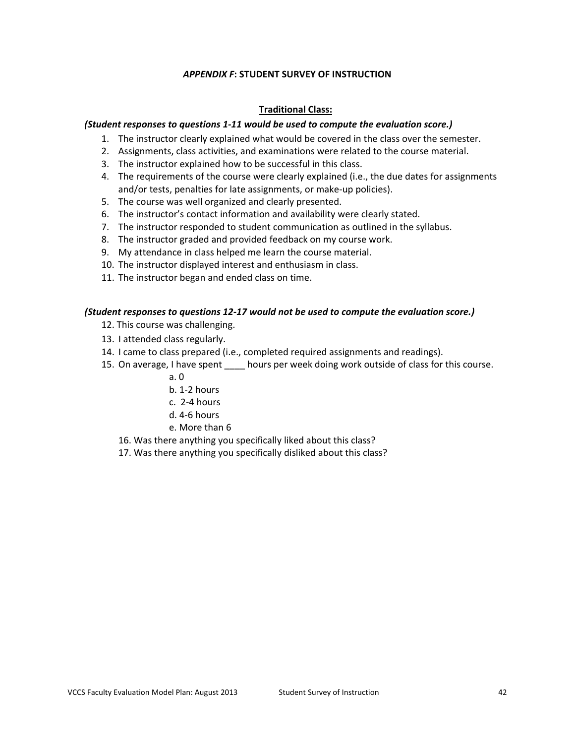### *APPENDIX F*: STUDENT SURVEY OF INSTRUCTION

**Traditional Class:**

***(Student responses to questions 1-11 would be used to compute the evaluation score.)***

1. The instructor clearly explained what would be covered in the class over the semester.
2. Assignments, class activities, and examinations were related to the course material.
3. The instructor explained how to be successful in this class.
4. The requirements of the course were clearly explained (i.e., the due dates for assignments and/or tests, penalties for late assignments, or make-up policies).
5. The course was well organized and clearly presented.
6. The instructor's contact information and availability were clearly stated.
7. The instructor responded to student communication as outlined in the syllabus.
8. The instructor graded and provided feedback on my course work.
9. My attendance in class helped me learn the course material.
10. The instructor displayed interest and enthusiasm in class.
11. The instructor began and ended class on time.

***(Student responses to questions 12-17 would not be used to compute the evaluation score.)***

12. This course was challenging.
13. I attended class regularly.
14. I came to class prepared (i.e., completed required assignments and readings).
15. On average, I have spent ____ hours per week doing work outside of class for this course.
    - a. 0
    - b. 1-2 hours
    - c. 2-4 hours
    - d. 4-6 hours
    - e. More than 6
16. Was there anything you specifically liked about this class?
17. Was there anything you specifically disliked about this class?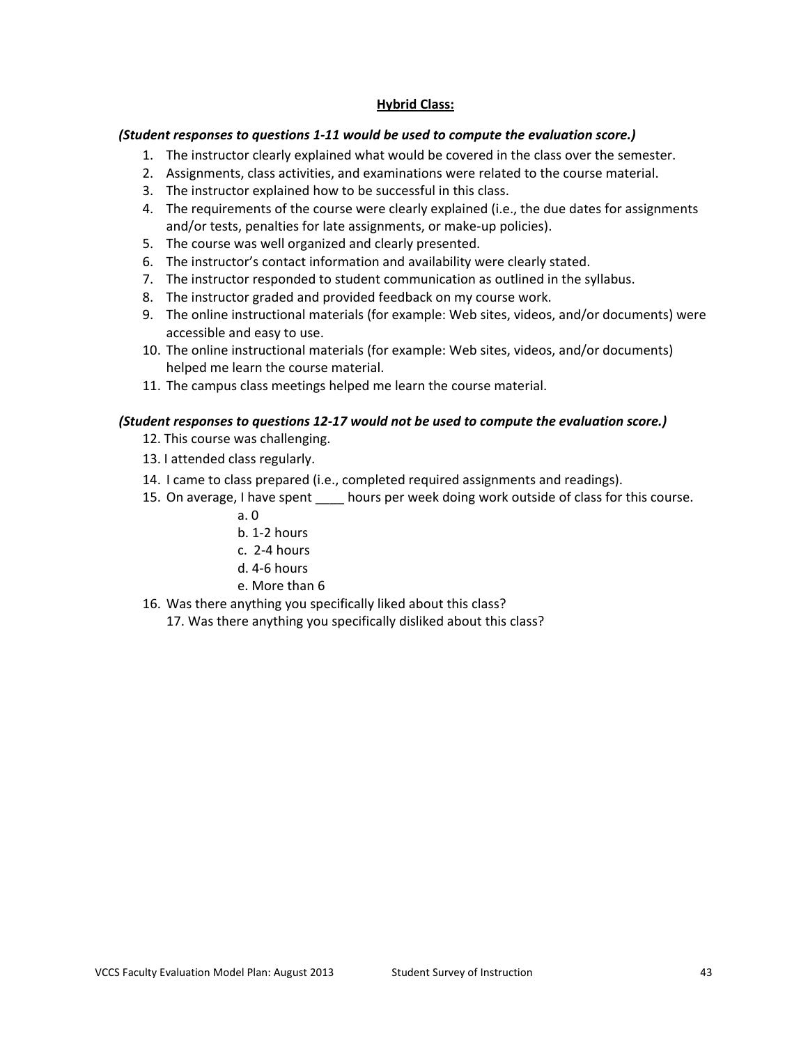**<u>Hybrid Class:</u>**

***(Student responses to questions 1-11 would be used to compute the evaluation score.)***

1. The instructor clearly explained what would be covered in the class over the semester.
2. Assignments, class activities, and examinations were related to the course material.
3. The instructor explained how to be successful in this class.
4. The requirements of the course were clearly explained (i.e., the due dates for assignments and/or tests, penalties for late assignments, or make-up policies).
5. The course was well organized and clearly presented.
6. The instructor's contact information and availability were clearly stated.
7. The instructor responded to student communication as outlined in the syllabus.
8. The instructor graded and provided feedback on my course work.
9. The online instructional materials (for example: Web sites, videos, and/or documents) were accessible and easy to use.
10. The online instructional materials (for example: Web sites, videos, and/or documents) helped me learn the course material.
11. The campus class meetings helped me learn the course material.

***(Student responses to questions 12-17 would not be used to compute the evaluation score.)***

12. This course was challenging.
13. I attended class regularly.
14. I came to class prepared (i.e., completed required assignments and readings).
15. On average, I have spent ____ hours per week doing work outside of class for this course.
    - a. 0
    - b. 1-2 hours
    - c. 2-4 hours
    - d. 4-6 hours
    - e. More than 6
16. Was there anything you specifically liked about this class?
17. Was there anything you specifically disliked about this class?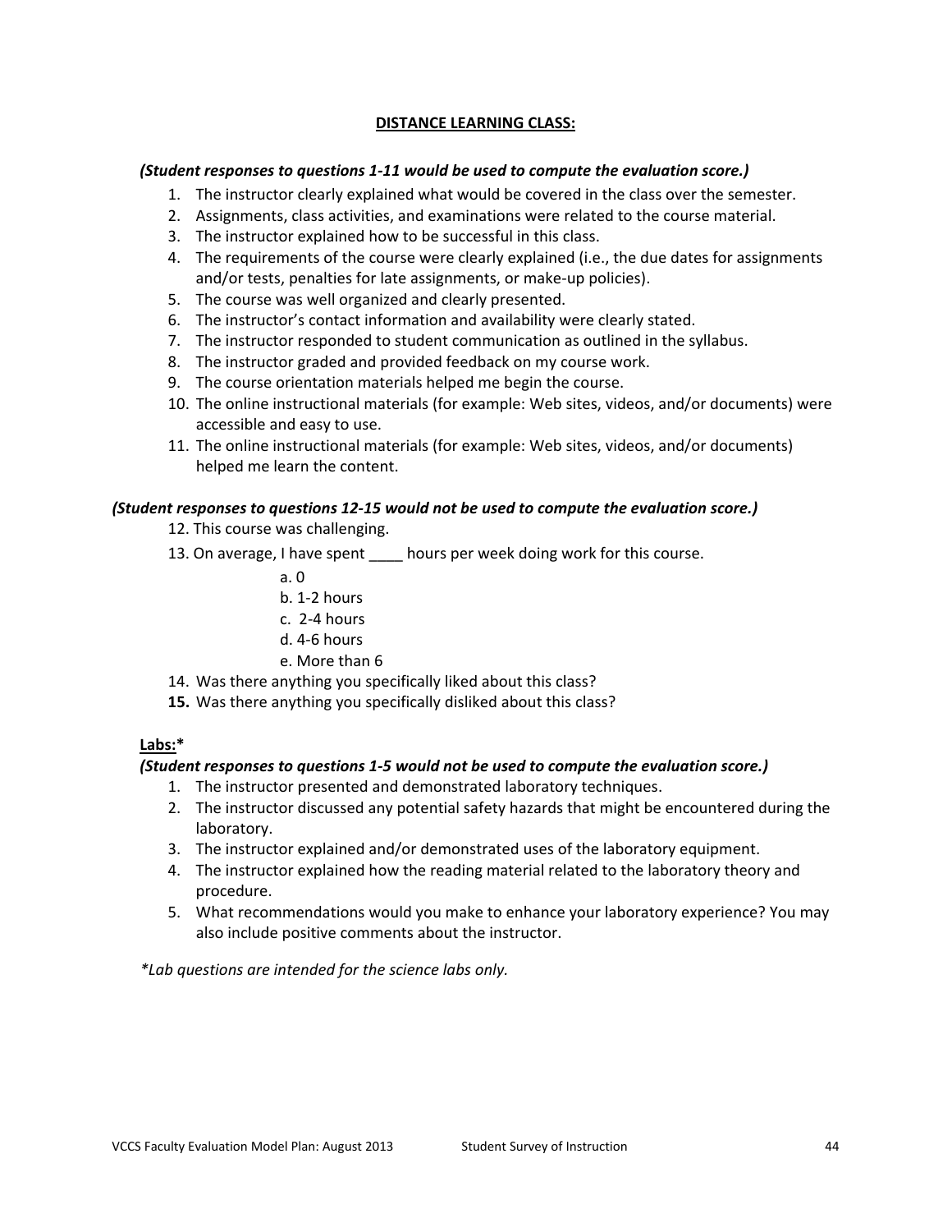## <u>DISTANCE LEARNING CLASS:</u>

***(Student responses to questions 1-11 would be used to compute the evaluation score.)***

1. The instructor clearly explained what would be covered in the class over the semester.
2. Assignments, class activities, and examinations were related to the course material.
3. The instructor explained how to be successful in this class.
4. The requirements of the course were clearly explained (i.e., the due dates for assignments and/or tests, penalties for late assignments, or make-up policies).
5. The course was well organized and clearly presented.
6. The instructor's contact information and availability were clearly stated.
7. The instructor responded to student communication as outlined in the syllabus.
8. The instructor graded and provided feedback on my course work.
9. The course orientation materials helped me begin the course.
10. The online instructional materials (for example: Web sites, videos, and/or documents) were accessible and easy to use.
11. The online instructional materials (for example: Web sites, videos, and/or documents) helped me learn the content.

***(Student responses to questions 12-15 would not be used to compute the evaluation score.)***

12. This course was challenging.
13. On average, I have spent ____ hours per week doing work for this course.
    - a. 0
    - b. 1-2 hours
    - c. 2-4 hours
    - d. 4-6 hours
    - e. More than 6
14. Was there anything you specifically liked about this class?
15. Was there anything you specifically disliked about this class?

**<u>Labs:</u>***

***(Student responses to questions 1-5 would not be used to compute the evaluation score.)***

1. The instructor presented and demonstrated laboratory techniques.
2. The instructor discussed any potential safety hazards that might be encountered during the laboratory.
3. The instructor explained and/or demonstrated uses of the laboratory equipment.
4. The instructor explained how the reading material related to the laboratory theory and procedure.
5. What recommendations would you make to enhance your laboratory experience? You may also include positive comments about the instructor.

**Lab questions are intended for the science labs only.*